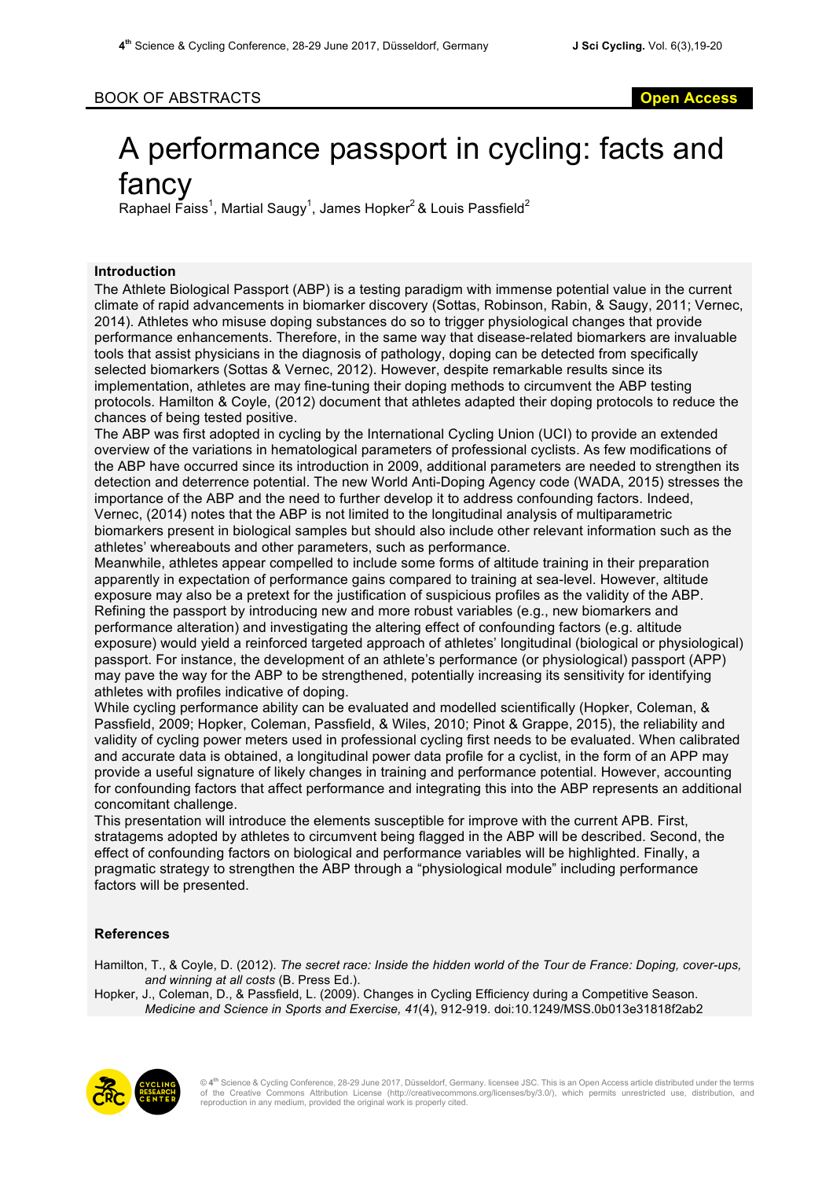BOOK OF ABSTRACTS

Open Access

# A performance passport in cycling: facts and fancy

Raphael Faiss[1], Martial Saugy[1], James Hopker[2] & Louis Passfield[2]

## Introduction

The Athlete Biological Passport (ABP) is a testing paradigm with immense potential value in the current climate of rapid advancements in biomarker discovery (Sottas, Robinson, Rabin, & Saugy, 2011; Vernec, 2014). Athletes who misuse doping substances do so to trigger physiological changes that provide performance enhancements. Therefore, in the same way that disease-related biomarkers are invaluable tools that assist physicians in the diagnosis of pathology, doping can be detected from specifically selected biomarkers (Sottas & Vernec, 2012). However, despite remarkable results since its implementation, athletes are may fine-tuning their doping methods to circumvent the ABP testing protocols. Hamilton & Coyle, (2012) document that athletes adapted their doping protocols to reduce the chances of being tested positive.

The ABP was first adopted in cycling by the International Cycling Union (UCI) to provide an extended overview of the variations in hematological parameters of professional cyclists. As few modifications of the ABP have occurred since its introduction in 2009, additional parameters are needed to strengthen its detection and deterrence potential. The new World Anti-Doping Agency code (WADA, 2015) stresses the importance of the ABP and the need to further develop it to address confounding factors. Indeed, Vernec, (2014) notes that the ABP is not limited to the longitudinal analysis of multiparametric biomarkers present in biological samples but should also include other relevant information such as the athletes' whereabouts and other parameters, such as performance.

Meanwhile, athletes appear compelled to include some forms of altitude training in their preparation apparently in expectation of performance gains compared to training at sea-level. However, altitude exposure may also be a pretext for the justification of suspicious profiles as the validity of the ABP. Refining the passport by introducing new and more robust variables (e.g., new biomarkers and performance alteration) and investigating the altering effect of confounding factors (e.g. altitude exposure) would yield a reinforced targeted approach of athletes' longitudinal (biological or physiological) passport. For instance, the development of an athlete's performance (or physiological) passport (APP) may pave the way for the ABP to be strengthened, potentially increasing its sensitivity for identifying athletes with profiles indicative of doping.

While cycling performance ability can be evaluated and modelled scientifically (Hopker, Coleman, & Passfield, 2009; Hopker, Coleman, Passfield, & Wiles, 2010; Pinot & Grappe, 2015), the reliability and validity of cycling power meters used in professional cycling first needs to be evaluated. When calibrated and accurate data is obtained, a longitudinal power data profile for a cyclist, in the form of an APP may provide a useful signature of likely changes in training and performance potential. However, accounting for confounding factors that affect performance and integrating this into the ABP represents an additional concomitant challenge.

This presentation will introduce the elements susceptible for improve with the current APB. First, stratagems adopted by athletes to circumvent being flagged in the ABP will be described. Second, the effect of confounding factors on biological and performance variables will be highlighted. Finally, a pragmatic strategy to strengthen the ABP through a "physiological module" including performance factors will be presented.

## References

Hamilton, T., & Coyle, D. (2012). *The secret race: Inside the hidden world of the Tour de France: Doping, cover-ups, and winning at all costs* (B. Press Ed.).

Hopker, J., Coleman, D., & Passfield, L. (2009). Changes in Cycling Efficiency during a Competitive Season. *Medicine and Science in Sports and Exercise, 41*(4), 912-919. doi:10.1249/MSS.0b013e31818f2ab2

© 4th Science & Cycling Conference, 28-29 June 2017, Düsseldorf, Germany. licensee JSC. This is an Open Access article distributed under the terms of the Creative Commons Attribution License (http://creativecommons.org/licenses/by/3.0/), which permits unrestricted use, distribution, and reproduction in any medium, provided the original work is properly cited.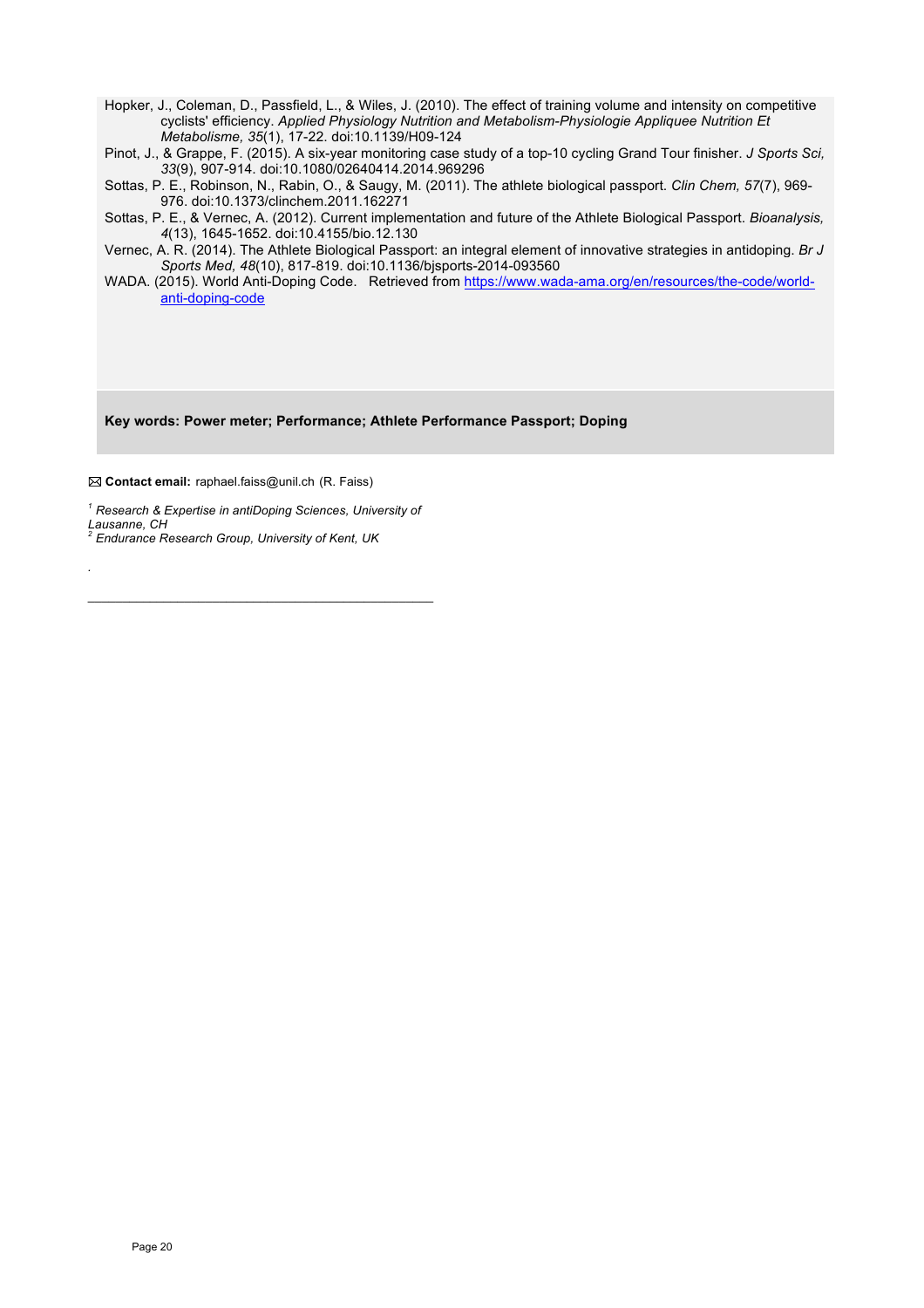Hopker, J., Coleman, D., Passfield, L., & Wiles, J. (2010). The effect of training volume and intensity on competitive cyclists' efficiency. *Applied Physiology Nutrition and Metabolism-Physiologie Appliquee Nutrition Et Metabolisme, 35*(1), 17-22. doi:10.1139/H09-124

Pinot, J., & Grappe, F. (2015). A six-year monitoring case study of a top-10 cycling Grand Tour finisher. *J Sports Sci, 33*(9), 907-914. doi:10.1080/02640414.2014.969296

Sottas, P. E., Robinson, N., Rabin, O., & Saugy, M. (2011). The athlete biological passport. *Clin Chem, 57*(7), 969-976. doi:10.1373/clinchem.2011.162271

Sottas, P. E., & Vernec, A. (2012). Current implementation and future of the Athlete Biological Passport. *Bioanalysis, 4*(13), 1645-1652. doi:10.4155/bio.12.130

Vernec, A. R. (2014). The Athlete Biological Passport: an integral element of innovative strategies in antidoping. *Br J Sports Med, 48*(10), 817-819. doi:10.1136/bjsports-2014-093560

WADA. (2015). World Anti-Doping Code. Retrieved from https://www.wada-ama.org/en/resources/the-code/world-anti-doping-code

**Key words: Power meter; Performance; Athlete Performance Passport; Doping**

✉ **Contact email:** raphael.faiss@unil.ch (R. Faiss)

[1] *Research & Expertise in antiDoping Sciences, University of Lausanne, CH*
[2] *Endurance Research Group, University of Kent, UK*